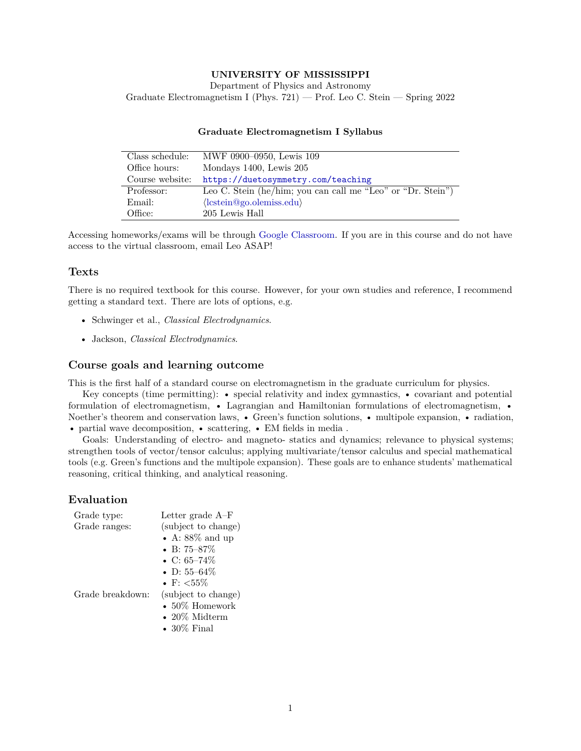**UNIVERSITY OF MISSISSIPPI**

Department of Physics and Astronomy

Graduate Electromagnetism I (Phys. 721) — Prof. Leo C. Stein — Spring 2022

## Graduate Electromagnetism I Syllabus

| | |
|---|---|
| Class schedule: | MWF 0900–0950, Lewis 109 |
| Office hours: | Mondays 1400, Lewis 205 |
| Course website: | `https://duetosymmetry.com/teaching` |
| Professor: | Leo C. Stein (he/him; you can call me "Leo" or "Dr. Stein") |
| Email: | ⟨lcstein@go.olemiss.edu⟩ |
| Office: | 205 Lewis Hall |

Accessing homeworks/exams will be through Google Classroom. If you are in this course and do not have access to the virtual classroom, email Leo ASAP!

## Texts

There is no required textbook for this course. However, for your own studies and reference, I recommend getting a standard text. There are lots of options, e.g.

- Schwinger et al., *Classical Electrodynamics*.
- Jackson, *Classical Electrodynamics*.

## Course goals and learning outcome

This is the first half of a standard course on electromagnetism in the graduate curriculum for physics.

Key concepts (time permitting): • special relativity and index gymnastics, • covariant and potential formulation of electromagnetism, • Lagrangian and Hamiltonian formulations of electromagnetism, • Noether's theorem and conservation laws, • Green's function solutions, • multipole expansion, • radiation, • partial wave decomposition, • scattering, • EM fields in media .

Goals: Understanding of electro- and magneto- statics and dynamics; relevance to physical systems; strengthen tools of vector/tensor calculus; applying multivariate/tensor calculus and special mathematical tools (e.g. Green's functions and the multipole expansion). These goals are to enhance students' mathematical reasoning, critical thinking, and analytical reasoning.

## Evaluation

Grade type: Letter grade A–F

Grade ranges: (subject to change)
- A: 88% and up
- B: 75–87%
- C: 65–74%
- D: 55–64%
- F: <55%

Grade breakdown: (subject to change)
- 50% Homework
- 20% Midterm
- 30% Final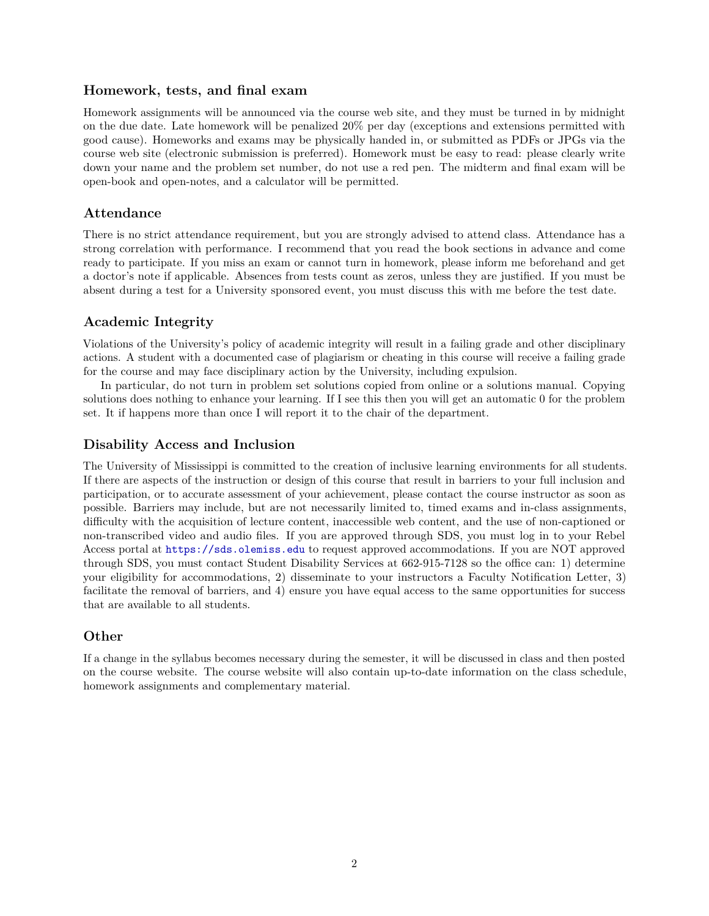## Homework, tests, and final exam

Homework assignments will be announced via the course web site, and they must be turned in by midnight on the due date. Late homework will be penalized 20% per day (exceptions and extensions permitted with good cause). Homeworks and exams may be physically handed in, or submitted as PDFs or JPGs via the course web site (electronic submission is preferred). Homework must be easy to read: please clearly write down your name and the problem set number, do not use a red pen. The midterm and final exam will be open-book and open-notes, and a calculator will be permitted.

## Attendance

There is no strict attendance requirement, but you are strongly advised to attend class. Attendance has a strong correlation with performance. I recommend that you read the book sections in advance and come ready to participate. If you miss an exam or cannot turn in homework, please inform me beforehand and get a doctor's note if applicable. Absences from tests count as zeros, unless they are justified. If you must be absent during a test for a University sponsored event, you must discuss this with me before the test date.

## Academic Integrity

Violations of the University's policy of academic integrity will result in a failing grade and other disciplinary actions. A student with a documented case of plagiarism or cheating in this course will receive a failing grade for the course and may face disciplinary action by the University, including expulsion.

In particular, do not turn in problem set solutions copied from online or a solutions manual. Copying solutions does nothing to enhance your learning. If I see this then you will get an automatic 0 for the problem set. It if happens more than once I will report it to the chair of the department.

## Disability Access and Inclusion

The University of Mississippi is committed to the creation of inclusive learning environments for all students. If there are aspects of the instruction or design of this course that result in barriers to your full inclusion and participation, or to accurate assessment of your achievement, please contact the course instructor as soon as possible. Barriers may include, but are not necessarily limited to, timed exams and in-class assignments, difficulty with the acquisition of lecture content, inaccessible web content, and the use of non-captioned or non-transcribed video and audio files. If you are approved through SDS, you must log in to your Rebel Access portal at https://sds.olemiss.edu to request approved accommodations. If you are NOT approved through SDS, you must contact Student Disability Services at 662-915-7128 so the office can: 1) determine your eligibility for accommodations, 2) disseminate to your instructors a Faculty Notification Letter, 3) facilitate the removal of barriers, and 4) ensure you have equal access to the same opportunities for success that are available to all students.

## Other

If a change in the syllabus becomes necessary during the semester, it will be discussed in class and then posted on the course website. The course website will also contain up-to-date information on the class schedule, homework assignments and complementary material.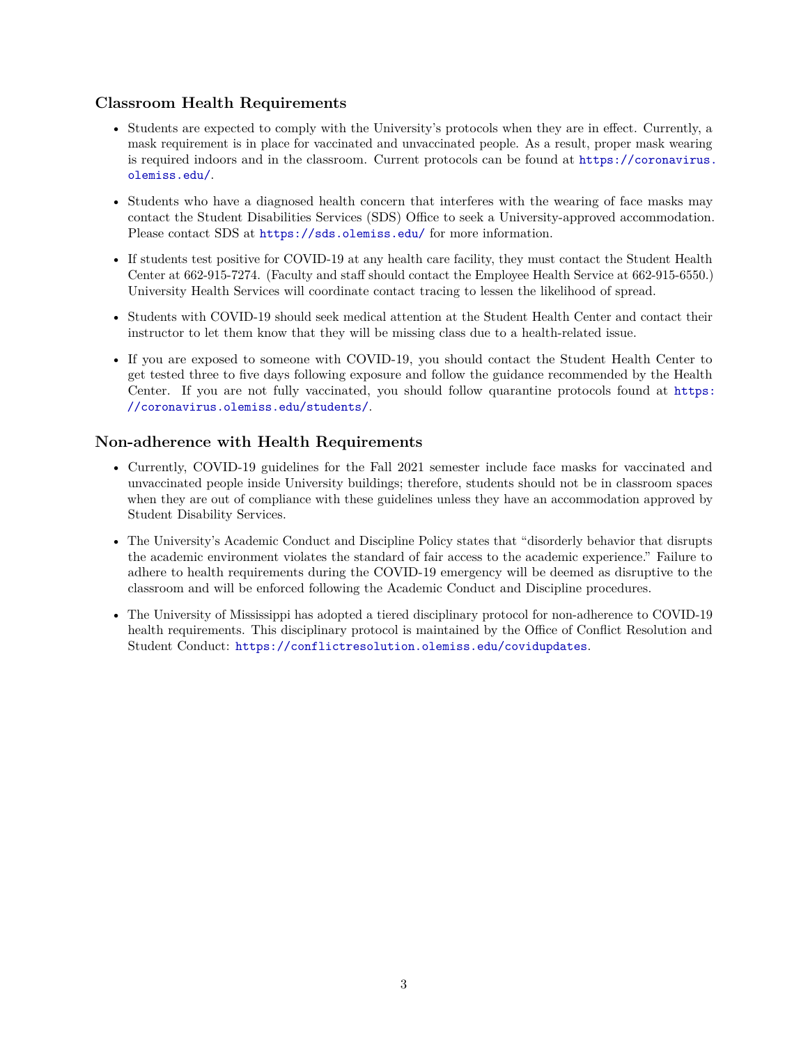### Classroom Health Requirements

- Students are expected to comply with the University's protocols when they are in effect. Currently, a mask requirement is in place for vaccinated and unvaccinated people. As a result, proper mask wearing is required indoors and in the classroom. Current protocols can be found at https://coronavirus.olemiss.edu/.
- Students who have a diagnosed health concern that interferes with the wearing of face masks may contact the Student Disabilities Services (SDS) Office to seek a University-approved accommodation. Please contact SDS at https://sds.olemiss.edu/ for more information.
- If students test positive for COVID-19 at any health care facility, they must contact the Student Health Center at 662-915-7274. (Faculty and staff should contact the Employee Health Service at 662-915-6550.) University Health Services will coordinate contact tracing to lessen the likelihood of spread.
- Students with COVID-19 should seek medical attention at the Student Health Center and contact their instructor to let them know that they will be missing class due to a health-related issue.
- If you are exposed to someone with COVID-19, you should contact the Student Health Center to get tested three to five days following exposure and follow the guidance recommended by the Health Center. If you are not fully vaccinated, you should follow quarantine protocols found at https://coronavirus.olemiss.edu/students/.

### Non-adherence with Health Requirements

- Currently, COVID-19 guidelines for the Fall 2021 semester include face masks for vaccinated and unvaccinated people inside University buildings; therefore, students should not be in classroom spaces when they are out of compliance with these guidelines unless they have an accommodation approved by Student Disability Services.
- The University's Academic Conduct and Discipline Policy states that "disorderly behavior that disrupts the academic environment violates the standard of fair access to the academic experience." Failure to adhere to health requirements during the COVID-19 emergency will be deemed as disruptive to the classroom and will be enforced following the Academic Conduct and Discipline procedures.
- The University of Mississippi has adopted a tiered disciplinary protocol for non-adherence to COVID-19 health requirements. This disciplinary protocol is maintained by the Office of Conflict Resolution and Student Conduct: https://conflictresolution.olemiss.edu/covidupdates.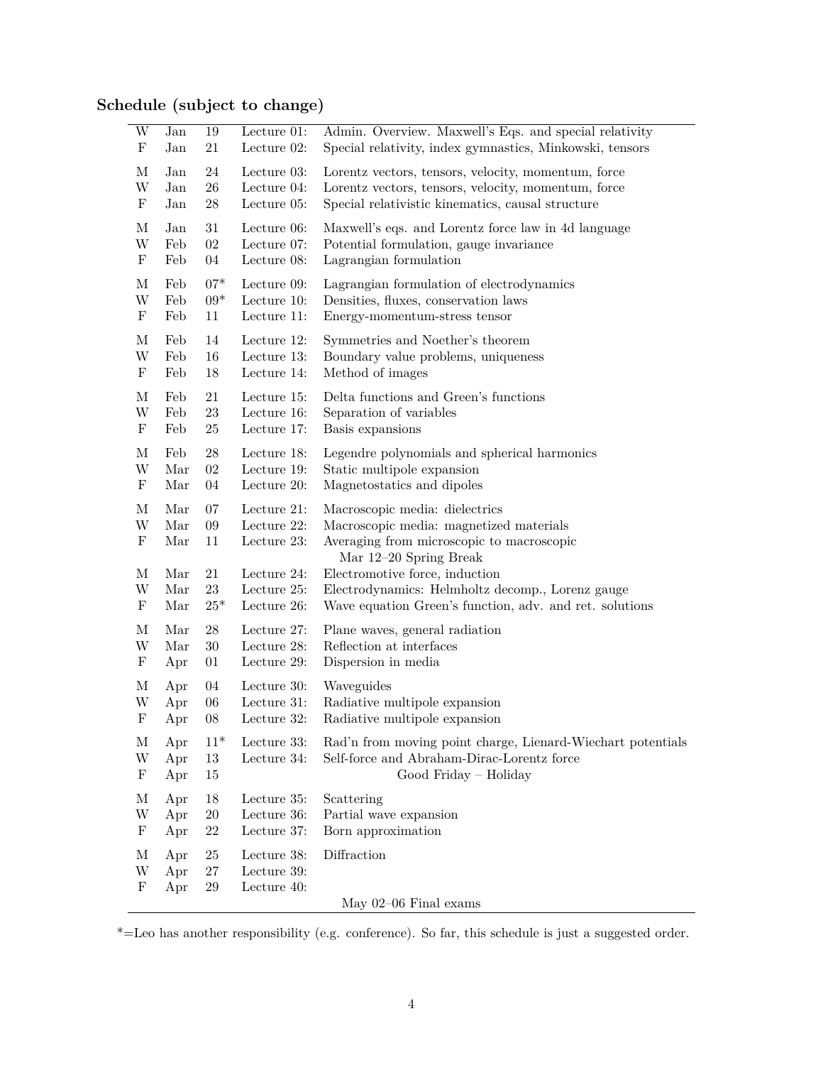## Schedule (subject to change)

| | | | | |
|---|---|---|---|---|
| W | Jan | 19 | Lecture 01: | Admin. Overview. Maxwell's Eqs. and special relativity |
| F | Jan | 21 | Lecture 02: | Special relativity, index gymnastics, Minkowski, tensors |
| M | Jan | 24 | Lecture 03: | Lorentz vectors, tensors, velocity, momentum, force |
| W | Jan | 26 | Lecture 04: | Lorentz vectors, tensors, velocity, momentum, force |
| F | Jan | 28 | Lecture 05: | Special relativistic kinematics, causal structure |
| M | Jan | 31 | Lecture 06: | Maxwell's eqs. and Lorentz force law in 4d language |
| W | Feb | 02 | Lecture 07: | Potential formulation, gauge invariance |
| F | Feb | 04 | Lecture 08: | Lagrangian formulation |
| M | Feb | 07* | Lecture 09: | Lagrangian formulation of electrodynamics |
| W | Feb | 09* | Lecture 10: | Densities, fluxes, conservation laws |
| F | Feb | 11 | Lecture 11: | Energy-momentum-stress tensor |
| M | Feb | 14 | Lecture 12: | Symmetries and Noether's theorem |
| W | Feb | 16 | Lecture 13: | Boundary value problems, uniqueness |
| F | Feb | 18 | Lecture 14: | Method of images |
| M | Feb | 21 | Lecture 15: | Delta functions and Green's functions |
| W | Feb | 23 | Lecture 16: | Separation of variables |
| F | Feb | 25 | Lecture 17: | Basis expansions |
| M | Feb | 28 | Lecture 18: | Legendre polynomials and spherical harmonics |
| W | Mar | 02 | Lecture 19: | Static multipole expansion |
| F | Mar | 04 | Lecture 20: | Magnetostatics and dipoles |
| M | Mar | 07 | Lecture 21: | Macroscopic media: dielectrics |
| W | Mar | 09 | Lecture 22: | Macroscopic media: magnetized materials |
| F | Mar | 11 | Lecture 23: | Averaging from microscopic to macroscopic |
| | | | | Mar 12–20 Spring Break |
| M | Mar | 21 | Lecture 24: | Electromotive force, induction |
| W | Mar | 23 | Lecture 25: | Electrodynamics: Helmholtz decomp., Lorenz gauge |
| F | Mar | 25* | Lecture 26: | Wave equation Green's function, adv. and ret. solutions |
| M | Mar | 28 | Lecture 27: | Plane waves, general radiation |
| W | Mar | 30 | Lecture 28: | Reflection at interfaces |
| F | Apr | 01 | Lecture 29: | Dispersion in media |
| M | Apr | 04 | Lecture 30: | Waveguides |
| W | Apr | 06 | Lecture 31: | Radiative multipole expansion |
| F | Apr | 08 | Lecture 32: | Radiative multipole expansion |
| M | Apr | 11* | Lecture 33: | Rad'n from moving point charge, Lienard-Wiechart potentials |
| W | Apr | 13 | Lecture 34: | Self-force and Abraham-Dirac-Lorentz force |
| F | Apr | 15 | | Good Friday – Holiday |
| M | Apr | 18 | Lecture 35: | Scattering |
| W | Apr | 20 | Lecture 36: | Partial wave expansion |
| F | Apr | 22 | Lecture 37: | Born approximation |
| M | Apr | 25 | Lecture 38: | Diffraction |
| W | Apr | 27 | Lecture 39: | |
| F | Apr | 29 | Lecture 40: | |
| | | | | May 02–06 Final exams |

*=Leo has another responsibility (e.g. conference). So far, this schedule is just a suggested order.